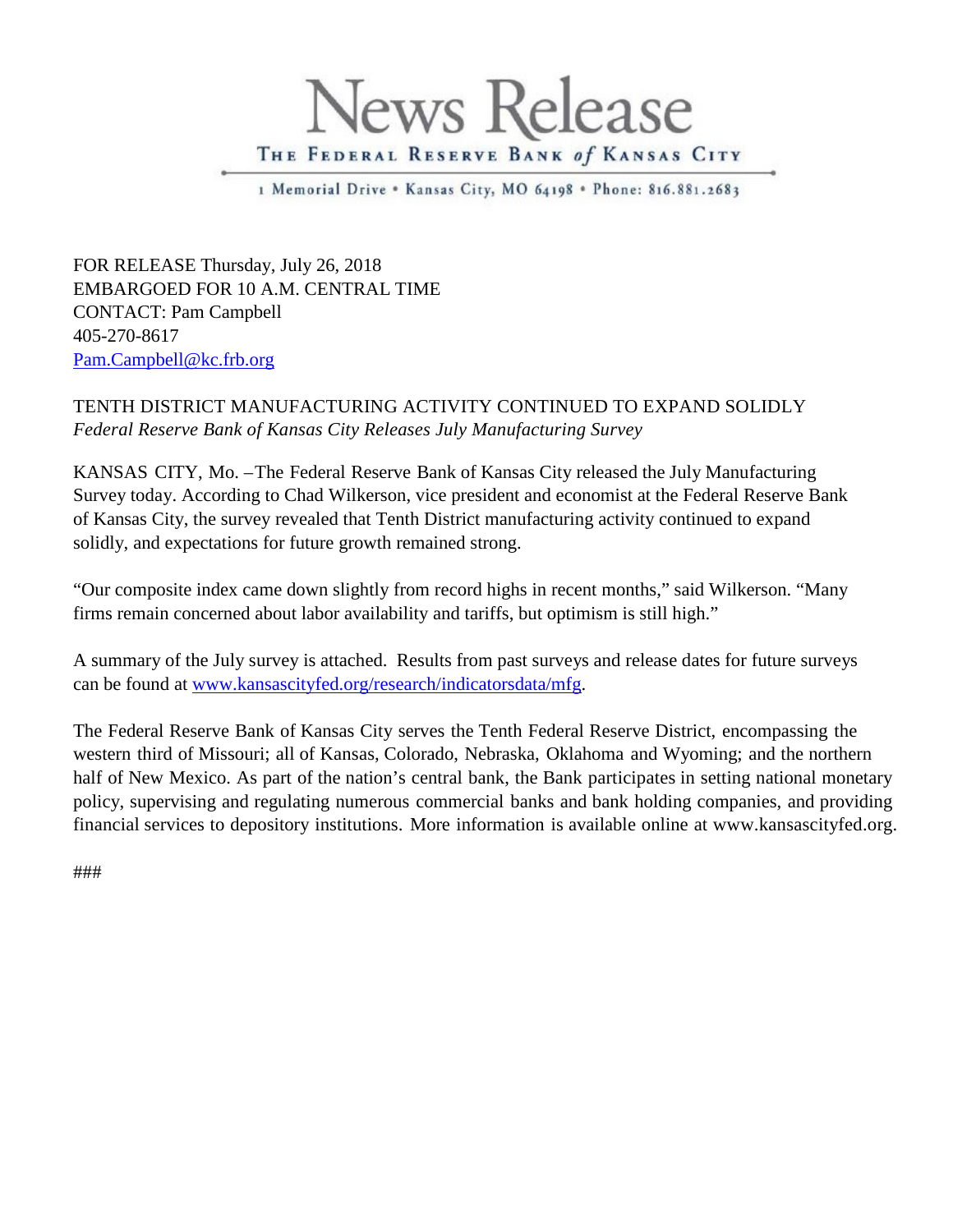# News Release

**THE FEDERAL RESERVE BANK *of* KANSAS CITY**

1 Memorial Drive • Kansas City, MO 64198 • Phone: 816.881.2683

FOR RELEASE Thursday, July 26, 2018
EMBARGOED FOR 10 A.M. CENTRAL TIME
CONTACT: Pam Campbell
405-270-8617
Pam.Campbell@kc.frb.org

## TENTH DISTRICT MANUFACTURING ACTIVITY CONTINUED TO EXPAND SOLIDLY

*Federal Reserve Bank of Kansas City Releases July Manufacturing Survey*

KANSAS CITY, Mo. –The Federal Reserve Bank of Kansas City released the July Manufacturing Survey today. According to Chad Wilkerson, vice president and economist at the Federal Reserve Bank of Kansas City, the survey revealed that Tenth District manufacturing activity continued to expand solidly, and expectations for future growth remained strong.

"Our composite index came down slightly from record highs in recent months," said Wilkerson. "Many firms remain concerned about labor availability and tariffs, but optimism is still high."

A summary of the July survey is attached. Results from past surveys and release dates for future surveys can be found at www.kansascityfed.org/research/indicatorsdata/mfg.

The Federal Reserve Bank of Kansas City serves the Tenth Federal Reserve District, encompassing the western third of Missouri; all of Kansas, Colorado, Nebraska, Oklahoma and Wyoming; and the northern half of New Mexico. As part of the nation's central bank, the Bank participates in setting national monetary policy, supervising and regulating numerous commercial banks and bank holding companies, and providing financial services to depository institutions. More information is available online at www.kansascityfed.org.

###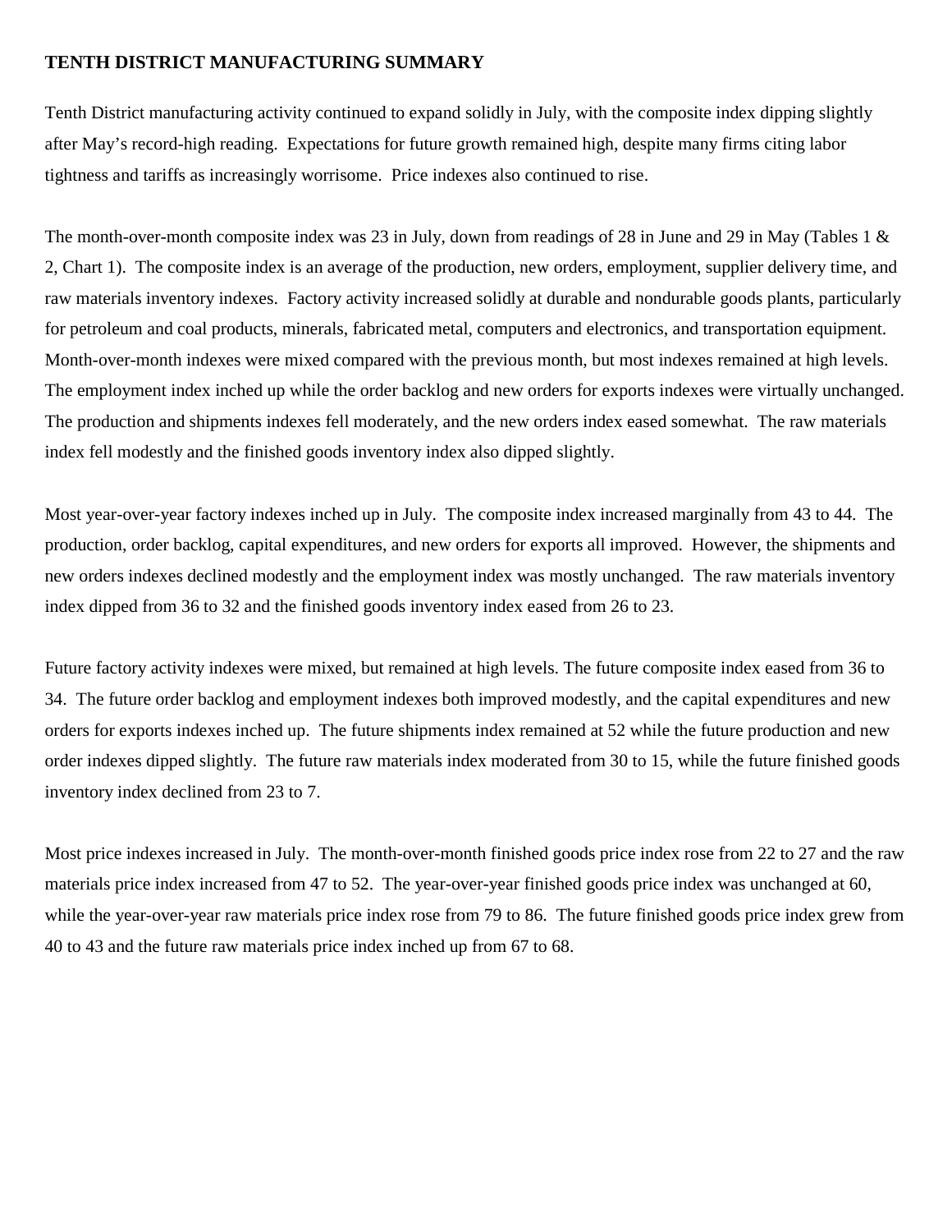## TENTH DISTRICT MANUFACTURING SUMMARY

Tenth District manufacturing activity continued to expand solidly in July, with the composite index dipping slightly after May's record-high reading. Expectations for future growth remained high, despite many firms citing labor tightness and tariffs as increasingly worrisome. Price indexes also continued to rise.

The month-over-month composite index was 23 in July, down from readings of 28 in June and 29 in May (Tables 1 & 2, Chart 1). The composite index is an average of the production, new orders, employment, supplier delivery time, and raw materials inventory indexes. Factory activity increased solidly at durable and nondurable goods plants, particularly for petroleum and coal products, minerals, fabricated metal, computers and electronics, and transportation equipment. Month-over-month indexes were mixed compared with the previous month, but most indexes remained at high levels. The employment index inched up while the order backlog and new orders for exports indexes were virtually unchanged. The production and shipments indexes fell moderately, and the new orders index eased somewhat. The raw materials index fell modestly and the finished goods inventory index also dipped slightly.

Most year-over-year factory indexes inched up in July. The composite index increased marginally from 43 to 44. The production, order backlog, capital expenditures, and new orders for exports all improved. However, the shipments and new orders indexes declined modestly and the employment index was mostly unchanged. The raw materials inventory index dipped from 36 to 32 and the finished goods inventory index eased from 26 to 23.

Future factory activity indexes were mixed, but remained at high levels. The future composite index eased from 36 to 34. The future order backlog and employment indexes both improved modestly, and the capital expenditures and new orders for exports indexes inched up. The future shipments index remained at 52 while the future production and new order indexes dipped slightly. The future raw materials index moderated from 30 to 15, while the future finished goods inventory index declined from 23 to 7.

Most price indexes increased in July. The month-over-month finished goods price index rose from 22 to 27 and the raw materials price index increased from 47 to 52. The year-over-year finished goods price index was unchanged at 60, while the year-over-year raw materials price index rose from 79 to 86. The future finished goods price index grew from 40 to 43 and the future raw materials price index inched up from 67 to 68.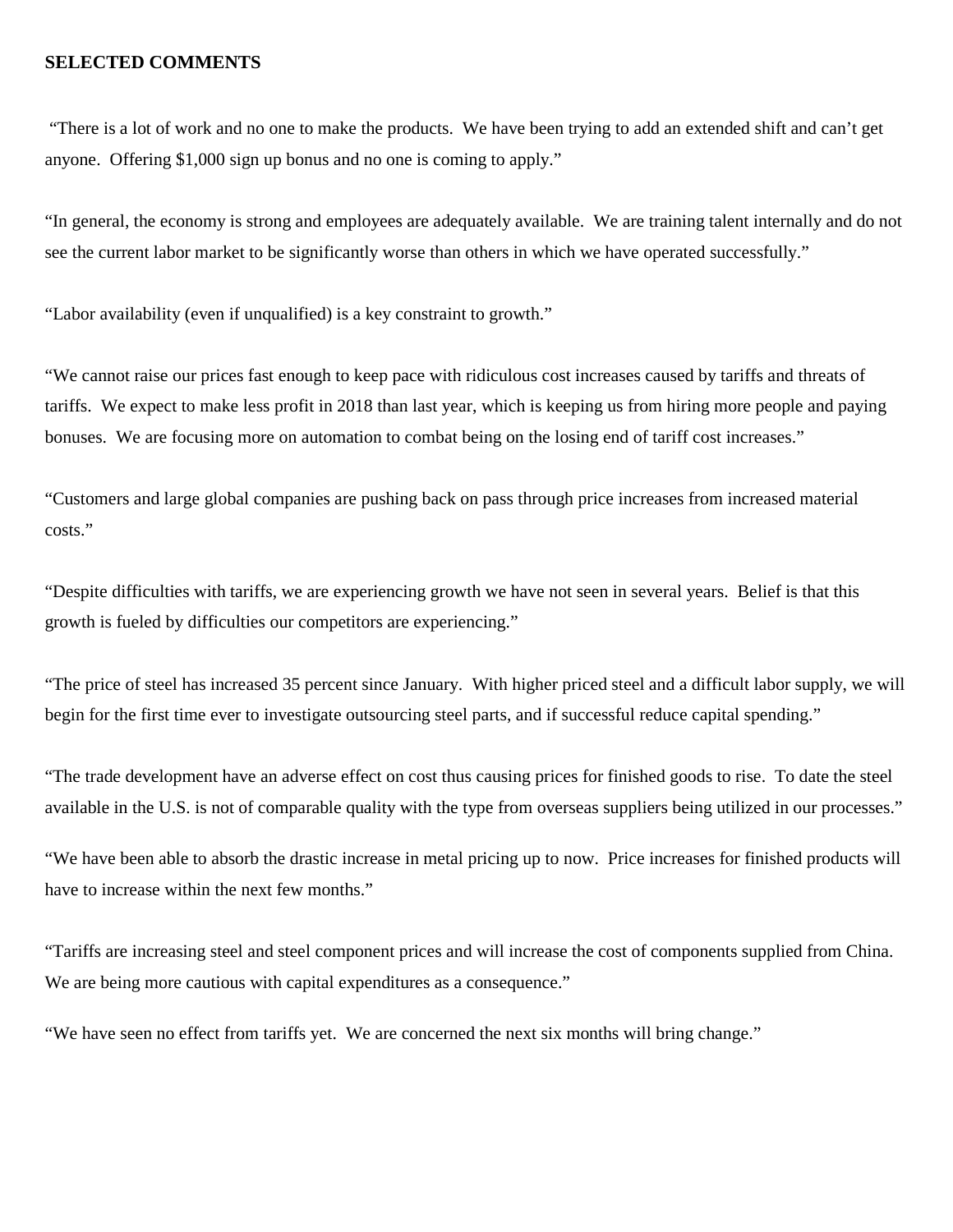**SELECTED COMMENTS**

"There is a lot of work and no one to make the products. We have been trying to add an extended shift and can't get anyone. Offering $1,000 sign up bonus and no one is coming to apply."

"In general, the economy is strong and employees are adequately available. We are training talent internally and do not see the current labor market to be significantly worse than others in which we have operated successfully."

"Labor availability (even if unqualified) is a key constraint to growth."

"We cannot raise our prices fast enough to keep pace with ridiculous cost increases caused by tariffs and threats of tariffs. We expect to make less profit in 2018 than last year, which is keeping us from hiring more people and paying bonuses. We are focusing more on automation to combat being on the losing end of tariff cost increases."

"Customers and large global companies are pushing back on pass through price increases from increased material costs."

"Despite difficulties with tariffs, we are experiencing growth we have not seen in several years. Belief is that this growth is fueled by difficulties our competitors are experiencing."

"The price of steel has increased 35 percent since January. With higher priced steel and a difficult labor supply, we will begin for the first time ever to investigate outsourcing steel parts, and if successful reduce capital spending."

"The trade development have an adverse effect on cost thus causing prices for finished goods to rise. To date the steel available in the U.S. is not of comparable quality with the type from overseas suppliers being utilized in our processes."

"We have been able to absorb the drastic increase in metal pricing up to now. Price increases for finished products will have to increase within the next few months."

"Tariffs are increasing steel and steel component prices and will increase the cost of components supplied from China. We are being more cautious with capital expenditures as a consequence."

"We have seen no effect from tariffs yet. We are concerned the next six months will bring change."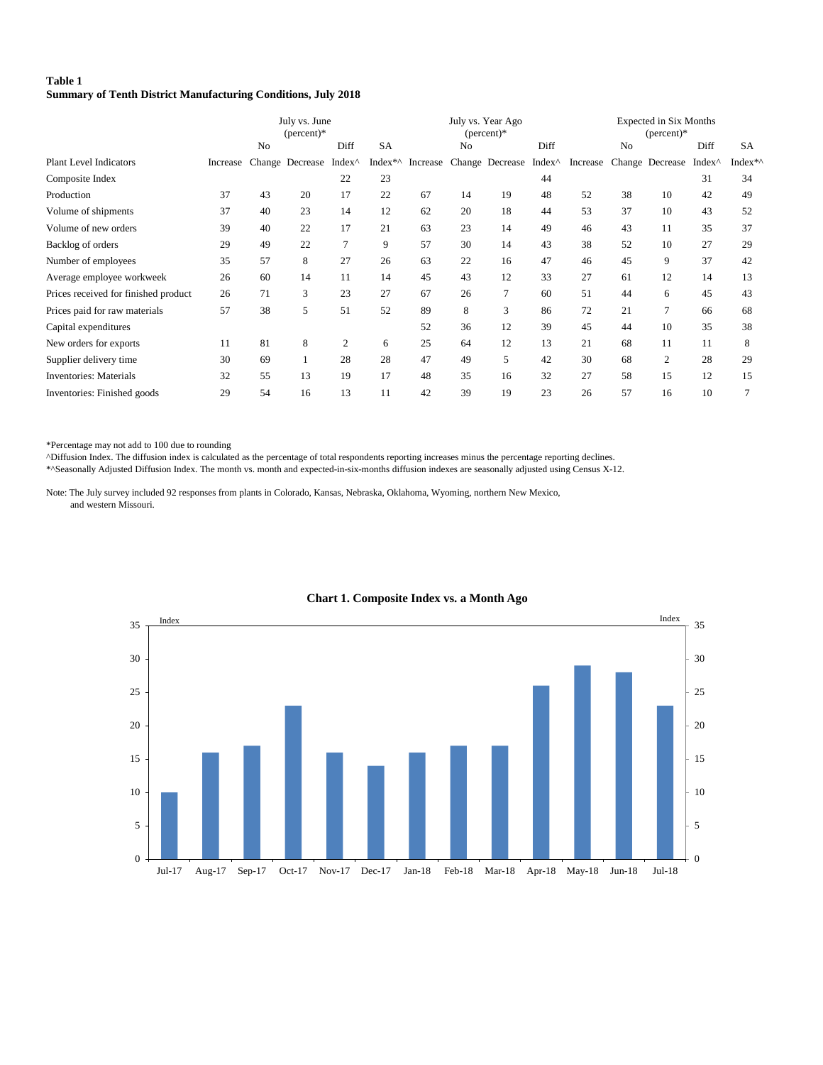**Table 1**
**Summary of Tenth District Manufacturing Conditions, July 2018**

| | July vs. June (percent)* | | | | | July vs. Year Ago (percent)* | | | | Expected in Six Months (percent)* | | | | |
|---|---|---|---|---|---|---|---|---|---|---|---|---|---|---|
| Plant Level Indicators | Increase | No Change | Decrease | Diff Index^ | SA Index*^ | Increase | No Change | Decrease | Diff Index^ | Increase | No Change | Decrease | Diff Index^ | SA Index*^ |
| Composite Index | | | | 22 | 23 | | | | 44 | | | | 31 | 34 |
| Production | 37 | 43 | 20 | 17 | 22 | 67 | 14 | 19 | 48 | 52 | 38 | 10 | 42 | 49 |
| Volume of shipments | 37 | 40 | 23 | 14 | 12 | 62 | 20 | 18 | 44 | 53 | 37 | 10 | 43 | 52 |
| Volume of new orders | 39 | 40 | 22 | 17 | 21 | 63 | 23 | 14 | 49 | 46 | 43 | 11 | 35 | 37 |
| Backlog of orders | 29 | 49 | 22 | 7 | 9 | 57 | 30 | 14 | 43 | 38 | 52 | 10 | 27 | 29 |
| Number of employees | 35 | 57 | 8 | 27 | 26 | 63 | 22 | 16 | 47 | 46 | 45 | 9 | 37 | 42 |
| Average employee workweek | 26 | 60 | 14 | 11 | 14 | 45 | 43 | 12 | 33 | 27 | 61 | 12 | 14 | 13 |
| Prices received for finished product | 26 | 71 | 3 | 23 | 27 | 67 | 26 | 7 | 60 | 51 | 44 | 6 | 45 | 43 |
| Prices paid for raw materials | 57 | 38 | 5 | 51 | 52 | 89 | 8 | 3 | 86 | 72 | 21 | 7 | 66 | 68 |
| Capital expenditures | | | | | | 52 | 36 | 12 | 39 | 45 | 44 | 10 | 35 | 38 |
| New orders for exports | 11 | 81 | 8 | 2 | 6 | 25 | 64 | 12 | 13 | 21 | 68 | 11 | 11 | 8 |
| Supplier delivery time | 30 | 69 | 1 | 28 | 28 | 47 | 49 | 5 | 42 | 30 | 68 | 2 | 28 | 29 |
| Inventories: Materials | 32 | 55 | 13 | 19 | 17 | 48 | 35 | 16 | 32 | 27 | 58 | 15 | 12 | 15 |
| Inventories: Finished goods | 29 | 54 | 16 | 13 | 11 | 42 | 39 | 19 | 23 | 26 | 57 | 16 | 10 | 7 |

*Percentage may not add to 100 due to rounding
^Diffusion Index. The diffusion index is calculated as the percentage of total respondents reporting increases minus the percentage reporting declines.
*^Seasonally Adjusted Diffusion Index. The month vs. month and expected-in-six-months diffusion indexes are seasonally adjusted using Census X-12.

Note: The July survey included 92 responses from plants in Colorado, Kansas, Nebraska, Oklahoma, Wyoming, northern New Mexico, and western Missouri.

**Chart 1. Composite Index vs. a Month Ago**

| Month | Index |
|---|---|
| Jul-17 | 10 |
| Aug-17 | 16 |
| Sep-17 | 17 |
| Oct-17 | 23 |
| Nov-17 | 16 |
| Dec-17 | 14 |
| Jan-18 | 16 |
| Feb-18 | 17 |
| Mar-18 | 17 |
| Apr-18 | 26 |
| May-18 | 29 |
| Jun-18 | 28 |
| Jul-18 | 23 |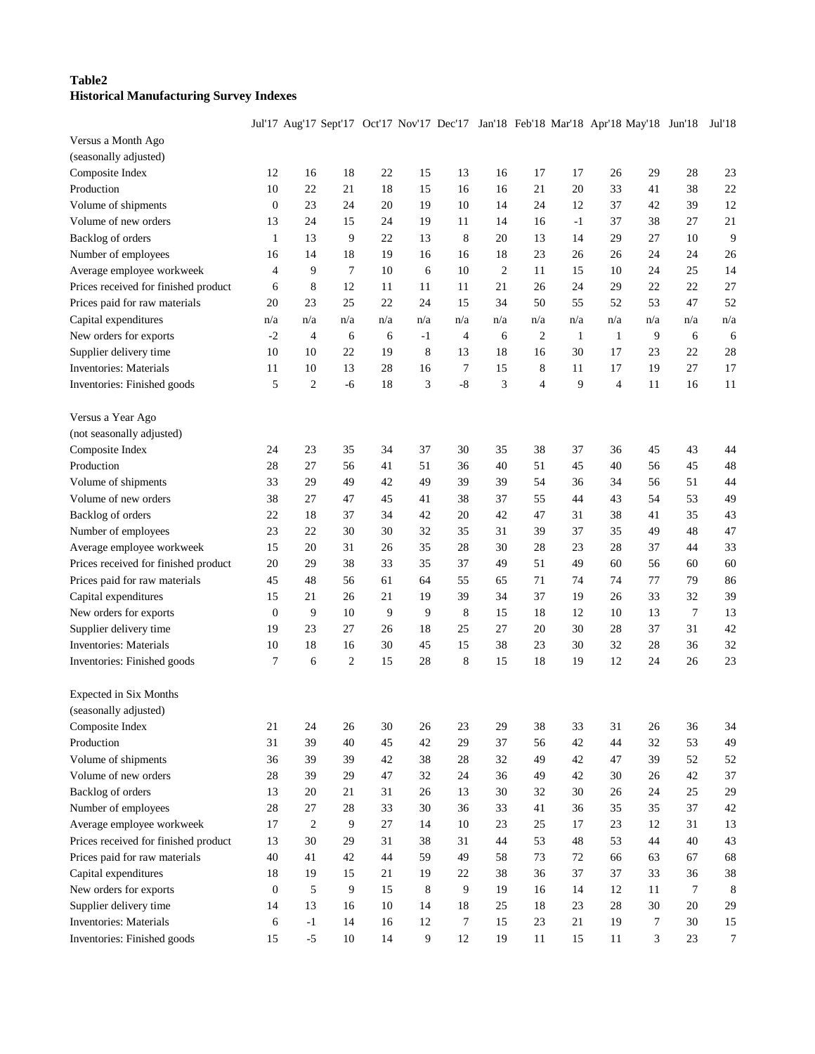**Table2**
**Historical Manufacturing Survey Indexes**

| | Jul'17 | Aug'17 | Sept'17 | Oct'17 | Nov'17 | Dec'17 | Jan'18 | Feb'18 | Mar'18 | Apr'18 | May'18 | Jun'18 | Jul'18 |
|---|---|---|---|---|---|---|---|---|---|---|---|---|---|
| Versus a Month Ago | | | | | | | | | | | | | |
| (seasonally adjusted) | | | | | | | | | | | | | |
| Composite Index | 12 | 16 | 18 | 22 | 15 | 13 | 16 | 17 | 17 | 26 | 29 | 28 | 23 |
| Production | 10 | 22 | 21 | 18 | 15 | 16 | 16 | 21 | 20 | 33 | 41 | 38 | 22 |
| Volume of shipments | 0 | 23 | 24 | 20 | 19 | 10 | 14 | 24 | 12 | 37 | 42 | 39 | 12 |
| Volume of new orders | 13 | 24 | 15 | 24 | 19 | 11 | 14 | 16 | -1 | 37 | 38 | 27 | 21 |
| Backlog of orders | 1 | 13 | 9 | 22 | 13 | 8 | 20 | 13 | 14 | 29 | 27 | 10 | 9 |
| Number of employees | 16 | 14 | 18 | 19 | 16 | 16 | 18 | 23 | 26 | 26 | 24 | 24 | 26 |
| Average employee workweek | 4 | 9 | 7 | 10 | 6 | 10 | 2 | 11 | 15 | 10 | 24 | 25 | 14 |
| Prices received for finished product | 6 | 8 | 12 | 11 | 11 | 11 | 21 | 26 | 24 | 29 | 22 | 22 | 27 |
| Prices paid for raw materials | 20 | 23 | 25 | 22 | 24 | 15 | 34 | 50 | 55 | 52 | 53 | 47 | 52 |
| Capital expenditures | n/a | n/a | n/a | n/a | n/a | n/a | n/a | n/a | n/a | n/a | n/a | n/a | n/a |
| New orders for exports | -2 | 4 | 6 | 6 | -1 | 4 | 6 | 2 | 1 | 1 | 9 | 6 | 6 |
| Supplier delivery time | 10 | 10 | 22 | 19 | 8 | 13 | 18 | 16 | 30 | 17 | 23 | 22 | 28 |
| Inventories: Materials | 11 | 10 | 13 | 28 | 16 | 7 | 15 | 8 | 11 | 17 | 19 | 27 | 17 |
| Inventories: Finished goods | 5 | 2 | -6 | 18 | 3 | -8 | 3 | 4 | 9 | 4 | 11 | 16 | 11 |
| | | | | | | | | | | | | | |
| Versus a Year Ago | | | | | | | | | | | | | |
| (not seasonally adjusted) | | | | | | | | | | | | | |
| Composite Index | 24 | 23 | 35 | 34 | 37 | 30 | 35 | 38 | 37 | 36 | 45 | 43 | 44 |
| Production | 28 | 27 | 56 | 41 | 51 | 36 | 40 | 51 | 45 | 40 | 56 | 45 | 48 |
| Volume of shipments | 33 | 29 | 49 | 42 | 49 | 39 | 39 | 54 | 36 | 34 | 56 | 51 | 44 |
| Volume of new orders | 38 | 27 | 47 | 45 | 41 | 38 | 37 | 55 | 44 | 43 | 54 | 53 | 49 |
| Backlog of orders | 22 | 18 | 37 | 34 | 42 | 20 | 42 | 47 | 31 | 38 | 41 | 35 | 43 |
| Number of employees | 23 | 22 | 30 | 30 | 32 | 35 | 31 | 39 | 37 | 35 | 49 | 48 | 47 |
| Average employee workweek | 15 | 20 | 31 | 26 | 35 | 28 | 30 | 28 | 23 | 28 | 37 | 44 | 33 |
| Prices received for finished product | 20 | 29 | 38 | 33 | 35 | 37 | 49 | 51 | 49 | 60 | 56 | 60 | 60 |
| Prices paid for raw materials | 45 | 48 | 56 | 61 | 64 | 55 | 65 | 71 | 74 | 74 | 77 | 79 | 86 |
| Capital expenditures | 15 | 21 | 26 | 21 | 19 | 39 | 34 | 37 | 19 | 26 | 33 | 32 | 39 |
| New orders for exports | 0 | 9 | 10 | 9 | 9 | 8 | 15 | 18 | 12 | 10 | 13 | 7 | 13 |
| Supplier delivery time | 19 | 23 | 27 | 26 | 18 | 25 | 27 | 20 | 30 | 28 | 37 | 31 | 42 |
| Inventories: Materials | 10 | 18 | 16 | 30 | 45 | 15 | 38 | 23 | 30 | 32 | 28 | 36 | 32 |
| Inventories: Finished goods | 7 | 6 | 2 | 15 | 28 | 8 | 15 | 18 | 19 | 12 | 24 | 26 | 23 |
| | | | | | | | | | | | | | |
| Expected in Six Months | | | | | | | | | | | | | |
| (seasonally adjusted) | | | | | | | | | | | | | |
| Composite Index | 21 | 24 | 26 | 30 | 26 | 23 | 29 | 38 | 33 | 31 | 26 | 36 | 34 |
| Production | 31 | 39 | 40 | 45 | 42 | 29 | 37 | 56 | 42 | 44 | 32 | 53 | 49 |
| Volume of shipments | 36 | 39 | 39 | 42 | 38 | 28 | 32 | 49 | 42 | 47 | 39 | 52 | 52 |
| Volume of new orders | 28 | 39 | 29 | 47 | 32 | 24 | 36 | 49 | 42 | 30 | 26 | 42 | 37 |
| Backlog of orders | 13 | 20 | 21 | 31 | 26 | 13 | 30 | 32 | 30 | 26 | 24 | 25 | 29 |
| Number of employees | 28 | 27 | 28 | 33 | 30 | 36 | 33 | 41 | 36 | 35 | 35 | 37 | 42 |
| Average employee workweek | 17 | 2 | 9 | 27 | 14 | 10 | 23 | 25 | 17 | 23 | 12 | 31 | 13 |
| Prices received for finished product | 13 | 30 | 29 | 31 | 38 | 31 | 44 | 53 | 48 | 53 | 44 | 40 | 43 |
| Prices paid for raw materials | 40 | 41 | 42 | 44 | 59 | 49 | 58 | 73 | 72 | 66 | 63 | 67 | 68 |
| Capital expenditures | 18 | 19 | 15 | 21 | 19 | 22 | 38 | 36 | 37 | 37 | 33 | 36 | 38 |
| New orders for exports | 0 | 5 | 9 | 15 | 8 | 9 | 19 | 16 | 14 | 12 | 11 | 7 | 8 |
| Supplier delivery time | 14 | 13 | 16 | 10 | 14 | 18 | 25 | 18 | 23 | 28 | 30 | 20 | 29 |
| Inventories: Materials | 6 | -1 | 14 | 16 | 12 | 7 | 15 | 23 | 21 | 19 | 7 | 30 | 15 |
| Inventories: Finished goods | 15 | -5 | 10 | 14 | 9 | 12 | 19 | 11 | 15 | 11 | 3 | 23 | 7 |